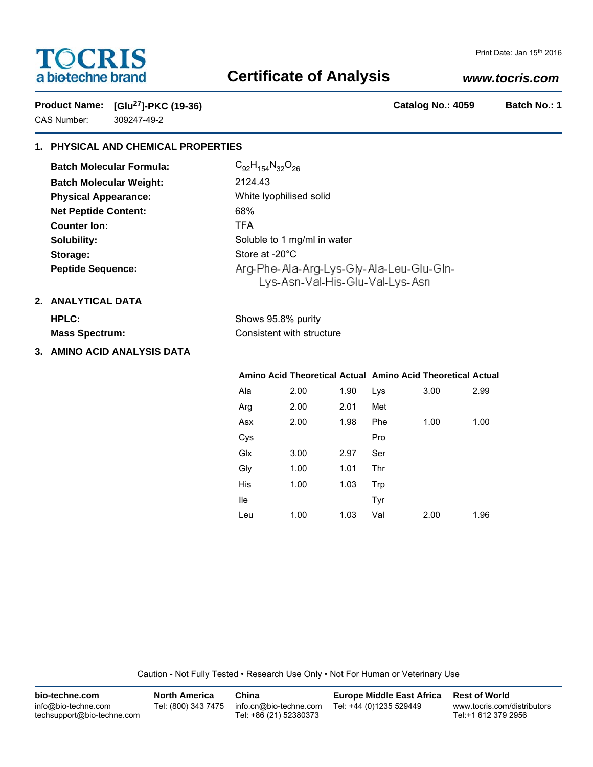# TOCRIS
a biotechne brand

Print Date: Jan 15th 2016

# Certificate of Analysis

*www.tocris.com*

**Product Name:** **[Glu[27]]-PKC (19-36)** **Catalog No.: 4059** **Batch No.: 1**

CAS Number: 309247-49-2

## 1. PHYSICAL AND CHEMICAL PROPERTIES

**Batch Molecular Formula:** $C_{92}H_{154}N_{32}O_{26}$

**Batch Molecular Weight:** 2124.43

**Physical Appearance:** White lyophilised solid

**Net Peptide Content:** 68%

**Counter Ion:** TFA

**Solubility:** Soluble to 1 mg/ml in water

**Storage:** Store at -20°C

**Peptide Sequence:** Arg-Phe-Ala-Arg-Lys-Gly-Ala-Leu-Glu-Gln-Lys-Asn-Val-His-Glu-Val-Lys-Asn

## 2. ANALYTICAL DATA

**HPLC:** Shows 95.8% purity

**Mass Spectrum:** Consistent with structure

## 3. AMINO ACID ANALYSIS DATA

| Amino Acid | Theoretical | Actual | Amino Acid | Theoretical | Actual |
|---|---|---|---|---|---|
| Ala | 2.00 | 1.90 | Lys | 3.00 | 2.99 |
| Arg | 2.00 | 2.01 | Met | | |
| Asx | 2.00 | 1.98 | Phe | 1.00 | 1.00 |
| Cys | | | Pro | | |
| Glx | 3.00 | 2.97 | Ser | | |
| Gly | 1.00 | 1.01 | Thr | | |
| His | 1.00 | 1.03 | Trp | | |
| Ile | | | Tyr | | |
| Leu | 1.00 | 1.03 | Val | 2.00 | 1.96 |

Caution - Not Fully Tested • Research Use Only • Not For Human or Veterinary Use

**bio-techne.com**
info@bio-techne.com
techsupport@bio-techne.com

**North America**
Tel: (800) 343 7475

**China**
info.cn@bio-techne.com
Tel: +86 (21) 52380373

**Europe Middle East Africa**
Tel: +44 (0)1235 529449

**Rest of World**
www.tocris.com/distributors
Tel:+1 612 379 2956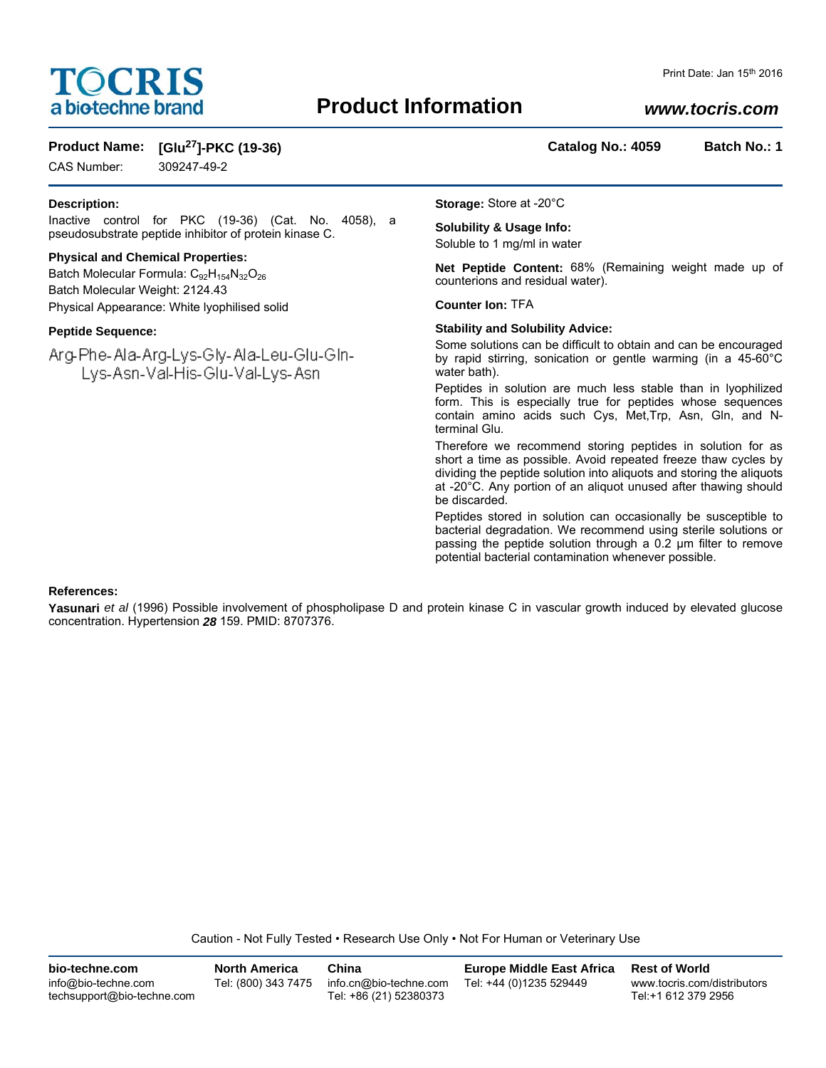# TOCRIS
a bio-techne brand

Print Date: Jan 15th 2016

## Product Information

*www.tocris.com*

**Product Name:** **[Glu$^{27}$]-PKC (19-36)** **Catalog No.: 4059** **Batch No.: 1**

CAS Number: 309247-49-2

**Description:**

Inactive control for PKC (19-36) (Cat. No. 4058), a pseudosubstrate peptide inhibitor of protein kinase C.

**Physical and Chemical Properties:**

Batch Molecular Formula: $C_{92}H_{154}N_{32}O_{26}$

Batch Molecular Weight: 2124.43

Physical Appearance: White lyophilised solid

**Peptide Sequence:**

Arg-Phe-Ala-Arg-Lys-Gly-Ala-Leu-Glu-Gln-Lys-Asn-Val-His-Glu-Val-Lys-Asn

**Storage:** Store at -20°C

**Solubility & Usage Info:**

Soluble to 1 mg/ml in water

**Net Peptide Content:** 68% (Remaining weight made up of counterions and residual water).

**Counter Ion:** TFA

**Stability and Solubility Advice:**

Some solutions can be difficult to obtain and can be encouraged by rapid stirring, sonication or gentle warming (in a 45-60°C water bath).

Peptides in solution are much less stable than in lyophilized form. This is especially true for peptides whose sequences contain amino acids such Cys, Met,Trp, Asn, Gln, and N-terminal Glu.

Therefore we recommend storing peptides in solution for as short a time as possible. Avoid repeated freeze thaw cycles by dividing the peptide solution into aliquots and storing the aliquots at -20°C. Any portion of an aliquot unused after thawing should be discarded.

Peptides stored in solution can occasionally be susceptible to bacterial degradation. We recommend using sterile solutions or passing the peptide solution through a 0.2 μm filter to remove potential bacterial contamination whenever possible.

**References:**

**Yasunari** *et al* (1996) Possible involvement of phospholipase D and protein kinase C in vascular growth induced by elevated glucose concentration. Hypertension ***28*** 159. PMID: 8707376.

Caution - Not Fully Tested • Research Use Only • Not For Human or Veterinary Use

**bio-techne.com**
info@bio-techne.com
techsupport@bio-techne.com

**North America**
Tel: (800) 343 7475

**China**
info.cn@bio-techne.com
Tel: +86 (21) 52380373

**Europe Middle East Africa**
Tel: +44 (0)1235 529449

**Rest of World**
www.tocris.com/distributors
Tel:+1 612 379 2956